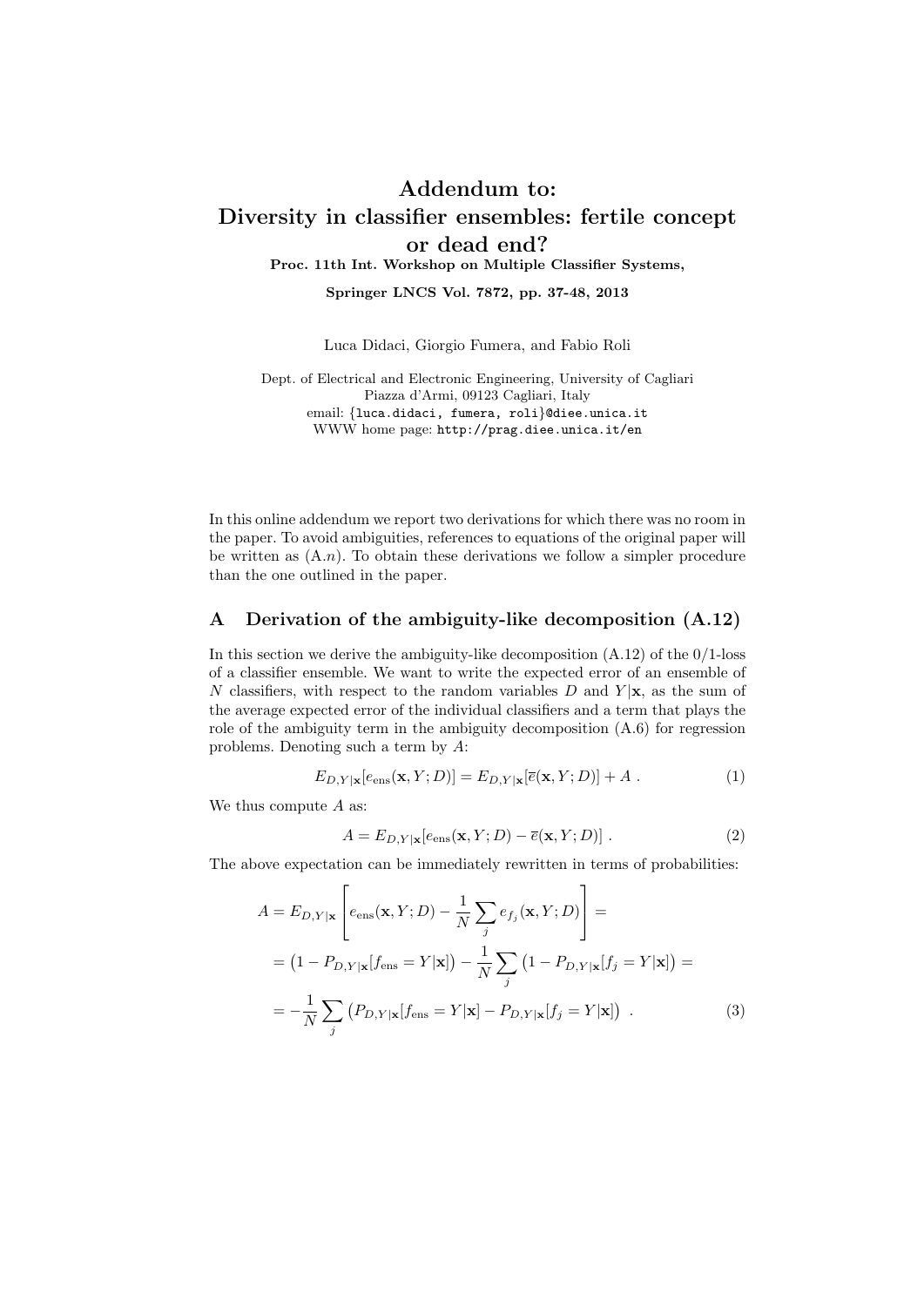# Addendum to: Diversity in classifier ensembles: fertile concept or dead end?

**Proc. 11th Int. Workshop on Multiple Classifier Systems,**

**Springer LNCS Vol. 7872, pp. 37-48, 2013**

Luca Didaci, Giorgio Fumera, and Fabio Roli

Dept. of Electrical and Electronic Engineering, University of Cagliari
Piazza d'Armi, 09123 Cagliari, Italy
email: {luca.didaci, fumera, roli}@diee.unica.it
WWW home page: http://prag.diee.unica.it/en

In this online addendum we report two derivations for which there was no room in the paper. To avoid ambiguities, references to equations of the original paper will be written as (A.$n$). To obtain these derivations we follow a simpler procedure than the one outlined in the paper.

## A Derivation of the ambiguity-like decomposition (A.12)

In this section we derive the ambiguity-like decomposition (A.12) of the 0/1-loss of a classifier ensemble. We want to write the expected error of an ensemble of $N$ classifiers, with respect to the random variables $D$ and $Y|\mathbf{x}$, as the sum of the average expected error of the individual classifiers and a term that plays the role of the ambiguity term in the ambiguity decomposition (A.6) for regression problems. Denoting such a term by $A$:

$$E_{D,Y|\mathbf{x}}[e_{\text{ens}}(\mathbf{x}, Y; D)] = E_{D,Y|\mathbf{x}}[\overline{e}(\mathbf{x}, Y; D)] + A \ . \tag{1}$$

We thus compute $A$ as:

$$A = E_{D,Y|\mathbf{x}}[e_{\text{ens}}(\mathbf{x}, Y; D) - \overline{e}(\mathbf{x}, Y; D)] \ . \tag{2}$$

The above expectation can be immediately rewritten in terms of probabilities:

$$\begin{aligned}
A &= E_{D,Y|\mathbf{x}}\left[e_{\text{ens}}(\mathbf{x}, Y; D) - \frac{1}{N}\sum_j e_{f_j}(\mathbf{x}, Y; D)\right] = \\
&= \left(1 - P_{D,Y|\mathbf{x}}[f_{\text{ens}} = Y|\mathbf{x}]\right) - \frac{1}{N}\sum_j \left(1 - P_{D,Y|\mathbf{x}}[f_j = Y|\mathbf{x}]\right) = \\
&= -\frac{1}{N}\sum_j \left(P_{D,Y|\mathbf{x}}[f_{\text{ens}} = Y|\mathbf{x}] - P_{D,Y|\mathbf{x}}[f_j = Y|\mathbf{x}]\right) \ .
\end{aligned} \tag{3}$$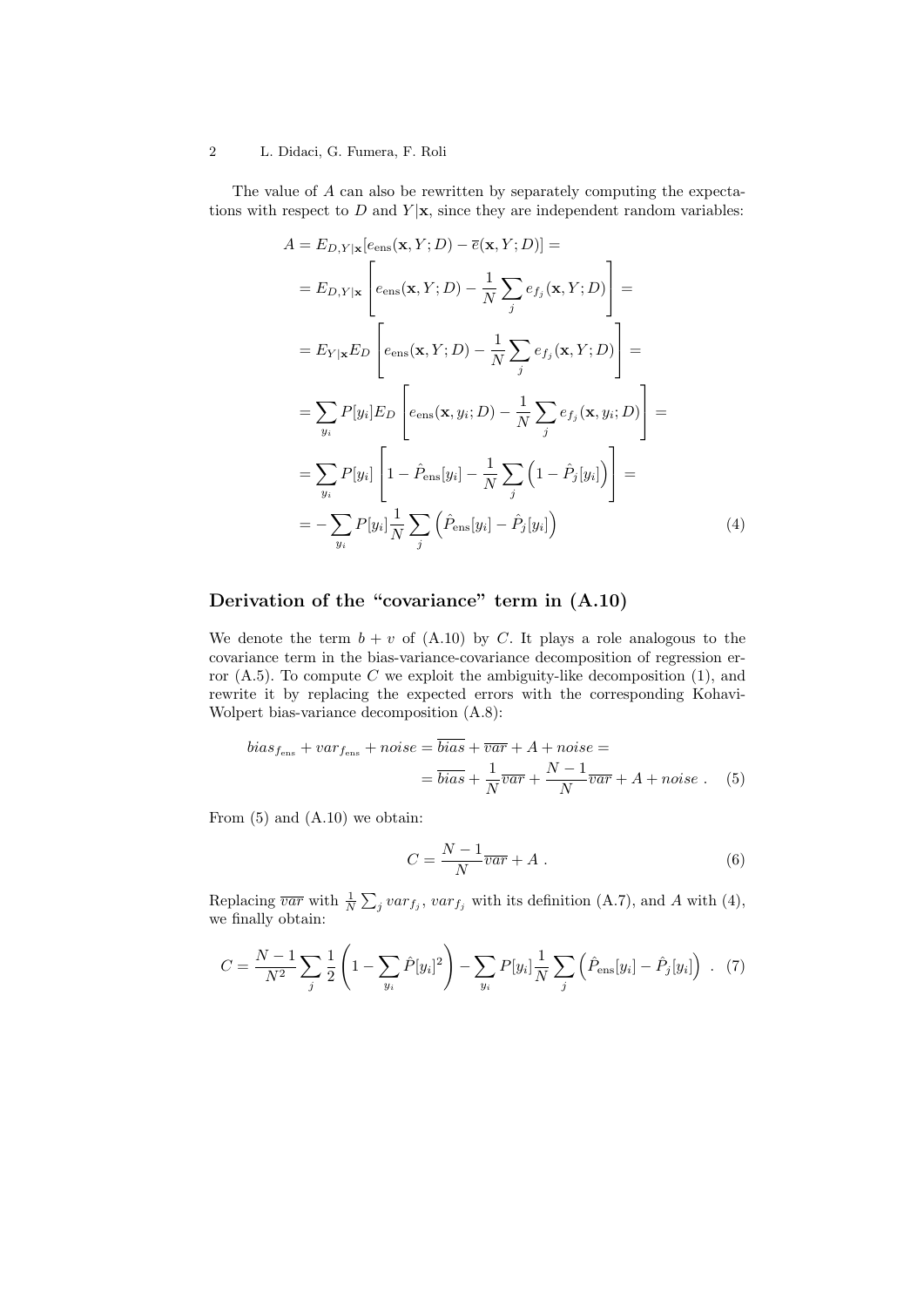The value of $A$ can also be rewritten by separately computing the expectations with respect to $D$ and $Y|\mathbf{x}$, since they are independent random variables:

$$
\begin{aligned}
A &= E_{D,Y|\mathbf{x}}[e_{\text{ens}}(\mathbf{x}, Y; D) - \overline{e}(\mathbf{x}, Y; D)] = \\
&= E_{D,Y|\mathbf{x}}\left[e_{\text{ens}}(\mathbf{x}, Y; D) - \frac{1}{N}\sum_j e_{f_j}(\mathbf{x}, Y; D)\right] = \\
&= E_{Y|\mathbf{x}} E_D\left[e_{\text{ens}}(\mathbf{x}, Y; D) - \frac{1}{N}\sum_j e_{f_j}(\mathbf{x}, Y; D)\right] = \\
&= \sum_{y_i} P[y_i] E_D\left[e_{\text{ens}}(\mathbf{x}, y_i; D) - \frac{1}{N}\sum_j e_{f_j}(\mathbf{x}, y_i; D)\right] = \\
&= \sum_{y_i} P[y_i]\left[1 - \hat{P}_{\text{ens}}[y_i] - \frac{1}{N}\sum_j \left(1 - \hat{P}_j[y_i]\right)\right] = \\
&= -\sum_{y_i} P[y_i]\frac{1}{N}\sum_j \left(\hat{P}_{\text{ens}}[y_i] - \hat{P}_j[y_i]\right)
\end{aligned}
\tag{4}
$$

## Derivation of the "covariance" term in (A.10)

We denote the term $b + v$ of (A.10) by $C$. It plays a role analogous to the covariance term in the bias-variance-covariance decomposition of regression error (A.5). To compute $C$ we exploit the ambiguity-like decomposition (1), and rewrite it by replacing the expected errors with the corresponding Kohavi-Wolpert bias-variance decomposition (A.8):

$$
\begin{aligned}
bias_{f_{\text{ens}}} + var_{f_{\text{ens}}} + noise &= \overline{bias} + \overline{var} + A + noise = \\
&= \overline{bias} + \frac{1}{N}\overline{var} + \frac{N-1}{N}\overline{var} + A + noise\ .
\end{aligned}
\tag{5}
$$

From (5) and (A.10) we obtain:

$$
C = \frac{N-1}{N}\overline{var} + A\ . \tag{6}
$$

Replacing $\overline{var}$ with $\frac{1}{N}\sum_j var_{f_j}$, $var_{f_j}$ with its definition (A.7), and $A$ with (4), we finally obtain:

$$
C = \frac{N-1}{N^2}\sum_j \frac{1}{2}\left(1 - \sum_{y_i}\hat{P}[y_i]^2\right) - \sum_{y_i} P[y_i]\frac{1}{N}\sum_j\left(\hat{P}_{\text{ens}}[y_i] - \hat{P}_j[y_i]\right)\ . \tag{7}
$$